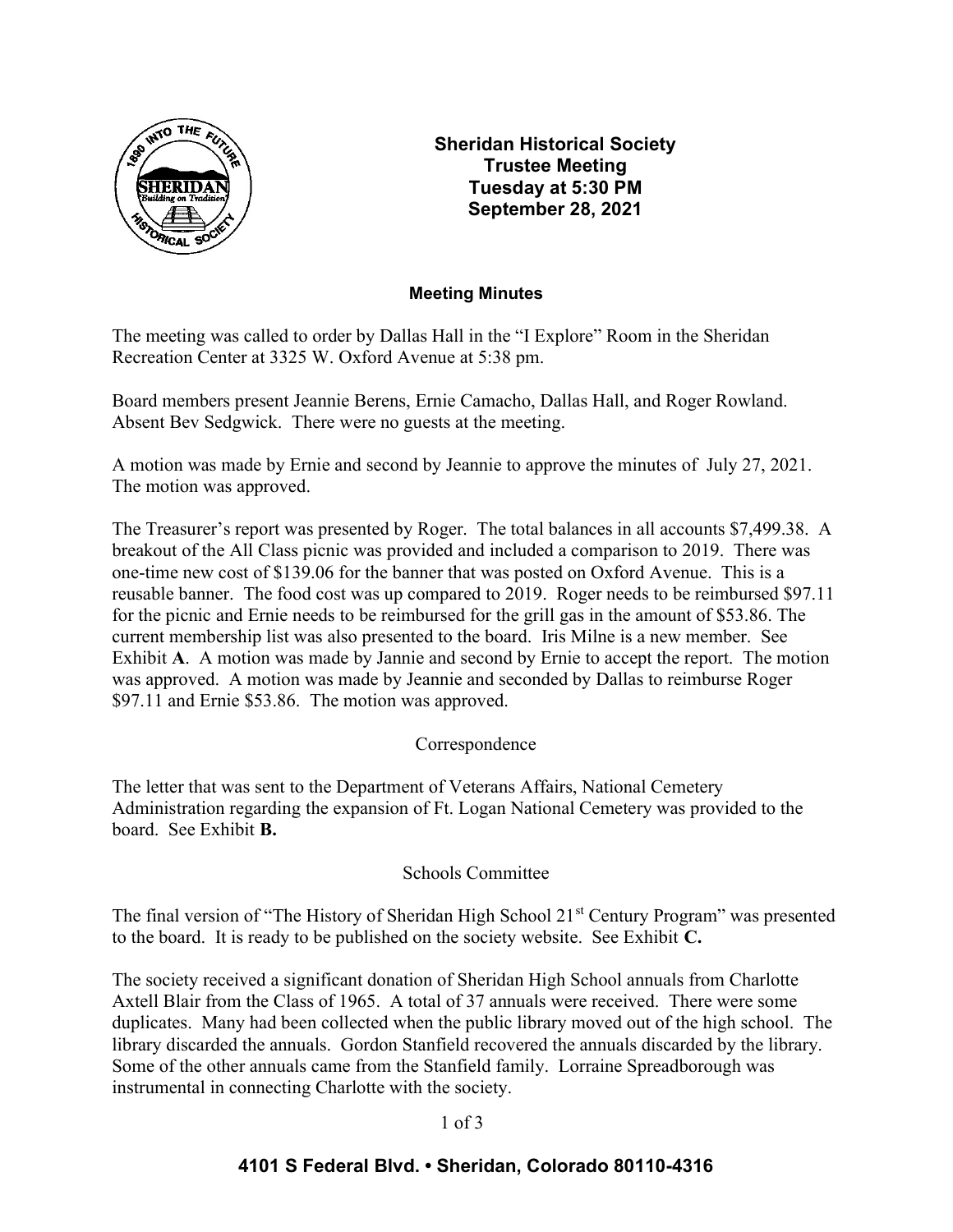**Sheridan Historical Society**
**Trustee Meeting**
**Tuesday at 5:30 PM**
**September 28, 2021**

## Meeting Minutes

The meeting was called to order by Dallas Hall in the "I Explore" Room in the Sheridan Recreation Center at 3325 W. Oxford Avenue at 5:38 pm.

Board members present Jeannie Berens, Ernie Camacho, Dallas Hall, and Roger Rowland. Absent Bev Sedgwick. There were no guests at the meeting.

A motion was made by Ernie and second by Jeannie to approve the minutes of July 27, 2021. The motion was approved.

The Treasurer's report was presented by Roger. The total balances in all accounts $7,499.38. A breakout of the All Class picnic was provided and included a comparison to 2019. There was one-time new cost of $139.06 for the banner that was posted on Oxford Avenue. This is a reusable banner. The food cost was up compared to 2019. Roger needs to be reimbursed $97.11 for the picnic and Ernie needs to be reimbursed for the grill gas in the amount of $53.86. The current membership list was also presented to the board. Iris Milne is a new member. See Exhibit **A**. A motion was made by Jannie and second by Ernie to accept the report. The motion was approved. A motion was made by Jeannie and seconded by Dallas to reimburse Roger $97.11 and Ernie $53.86. The motion was approved.

### Correspondence

The letter that was sent to the Department of Veterans Affairs, National Cemetery Administration regarding the expansion of Ft. Logan National Cemetery was provided to the board. See Exhibit **B.**

### Schools Committee

The final version of "The History of Sheridan High School 21st Century Program" was presented to the board. It is ready to be published on the society website. See Exhibit **C.**

The society received a significant donation of Sheridan High School annuals from Charlotte Axtell Blair from the Class of 1965. A total of 37 annuals were received. There were some duplicates. Many had been collected when the public library moved out of the high school. The library discarded the annuals. Gordon Stanfield recovered the annuals discarded by the library. Some of the other annuals came from the Stanfield family. Lorraine Spreadborough was instrumental in connecting Charlotte with the society.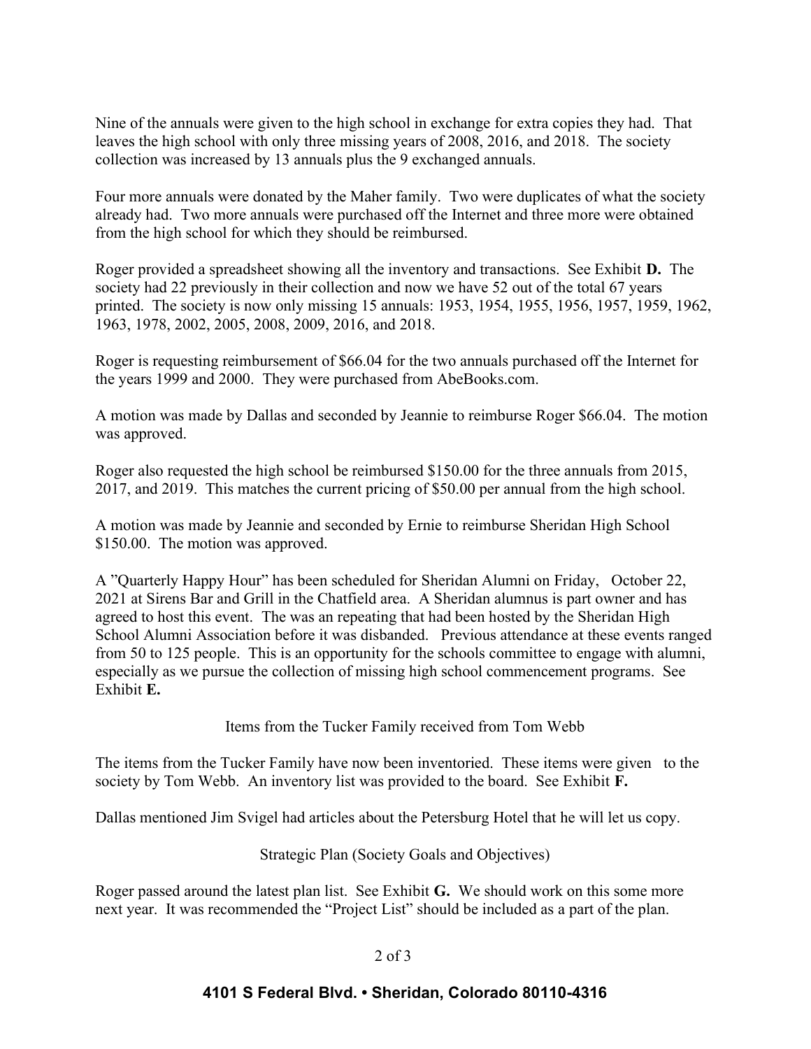Nine of the annuals were given to the high school in exchange for extra copies they had. That leaves the high school with only three missing years of 2008, 2016, and 2018. The society collection was increased by 13 annuals plus the 9 exchanged annuals.

Four more annuals were donated by the Maher family. Two were duplicates of what the society already had. Two more annuals were purchased off the Internet and three more were obtained from the high school for which they should be reimbursed.

Roger provided a spreadsheet showing all the inventory and transactions. See Exhibit **D.** The society had 22 previously in their collection and now we have 52 out of the total 67 years printed. The society is now only missing 15 annuals: 1953, 1954, 1955, 1956, 1957, 1959, 1962, 1963, 1978, 2002, 2005, 2008, 2009, 2016, and 2018.

Roger is requesting reimbursement of $66.04 for the two annuals purchased off the Internet for the years 1999 and 2000. They were purchased from AbeBooks.com.

A motion was made by Dallas and seconded by Jeannie to reimburse Roger $66.04. The motion was approved.

Roger also requested the high school be reimbursed $150.00 for the three annuals from 2015, 2017, and 2019. This matches the current pricing of $50.00 per annual from the high school.

A motion was made by Jeannie and seconded by Ernie to reimburse Sheridan High School $150.00. The motion was approved.

A "Quarterly Happy Hour" has been scheduled for Sheridan Alumni on Friday, October 22, 2021 at Sirens Bar and Grill in the Chatfield area. A Sheridan alumnus is part owner and has agreed to host this event. The was an repeating that had been hosted by the Sheridan High School Alumni Association before it was disbanded. Previous attendance at these events ranged from 50 to 125 people. This is an opportunity for the schools committee to engage with alumni, especially as we pursue the collection of missing high school commencement programs. See Exhibit **E.**

Items from the Tucker Family received from Tom Webb

The items from the Tucker Family have now been inventoried. These items were given to the society by Tom Webb. An inventory list was provided to the board. See Exhibit **F.**

Dallas mentioned Jim Svigel had articles about the Petersburg Hotel that he will let us copy.

Strategic Plan (Society Goals and Objectives)

Roger passed around the latest plan list. See Exhibit **G.** We should work on this some more next year. It was recommended the "Project List" should be included as a part of the plan.

**4101 S Federal Blvd. • Sheridan, Colorado 80110-4316**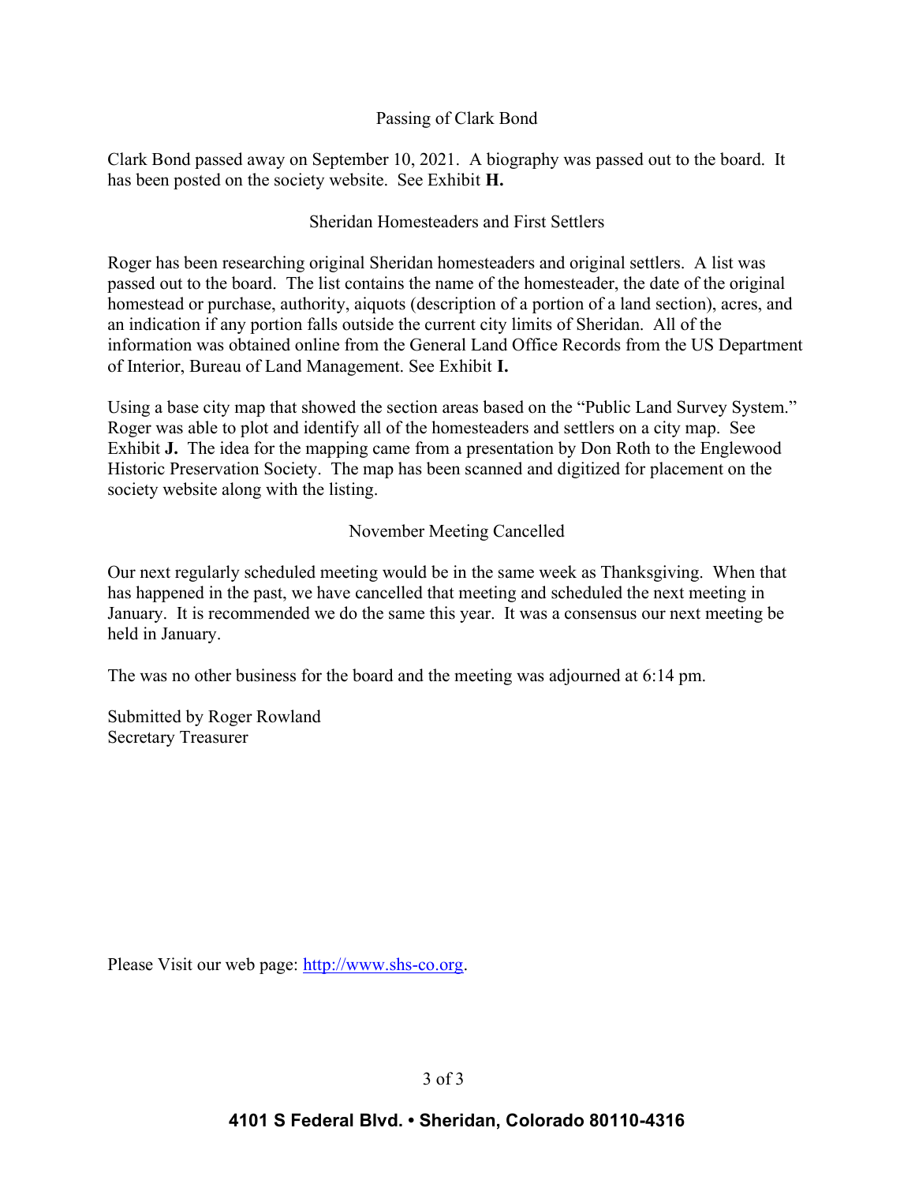## Passing of Clark Bond

Clark Bond passed away on September 10, 2021. A biography was passed out to the board. It has been posted on the society website. See Exhibit **H.**

## Sheridan Homesteaders and First Settlers

Roger has been researching original Sheridan homesteaders and original settlers. A list was passed out to the board. The list contains the name of the homesteader, the date of the original homestead or purchase, authority, aiquots (description of a portion of a land section), acres, and an indication if any portion falls outside the current city limits of Sheridan. All of the information was obtained online from the General Land Office Records from the US Department of Interior, Bureau of Land Management. See Exhibit **I.**

Using a base city map that showed the section areas based on the "Public Land Survey System." Roger was able to plot and identify all of the homesteaders and settlers on a city map. See Exhibit **J.** The idea for the mapping came from a presentation by Don Roth to the Englewood Historic Preservation Society. The map has been scanned and digitized for placement on the society website along with the listing.

## November Meeting Cancelled

Our next regularly scheduled meeting would be in the same week as Thanksgiving. When that has happened in the past, we have cancelled that meeting and scheduled the next meeting in January. It is recommended we do the same this year. It was a consensus our next meeting be held in January.

The was no other business for the board and the meeting was adjourned at 6:14 pm.

Submitted by Roger Rowland
Secretary Treasurer

Please Visit our web page: [http://www.shs-co.org](http://www.shs-co.org).

**4101 S Federal Blvd. • Sheridan, Colorado 80110-4316**